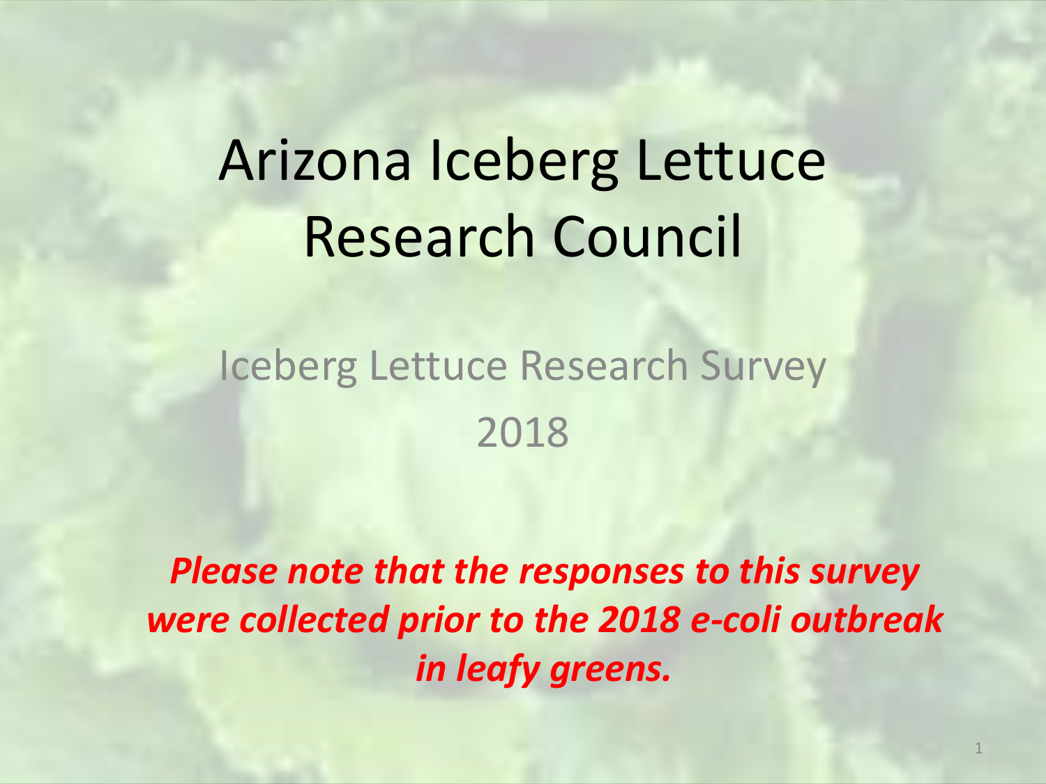# Arizona Iceberg Lettuce Research Council

## Iceberg Lettuce Research Survey

## 2018

***Please note that the responses to this survey were collected prior to the 2018 e-coli outbreak in leafy greens.***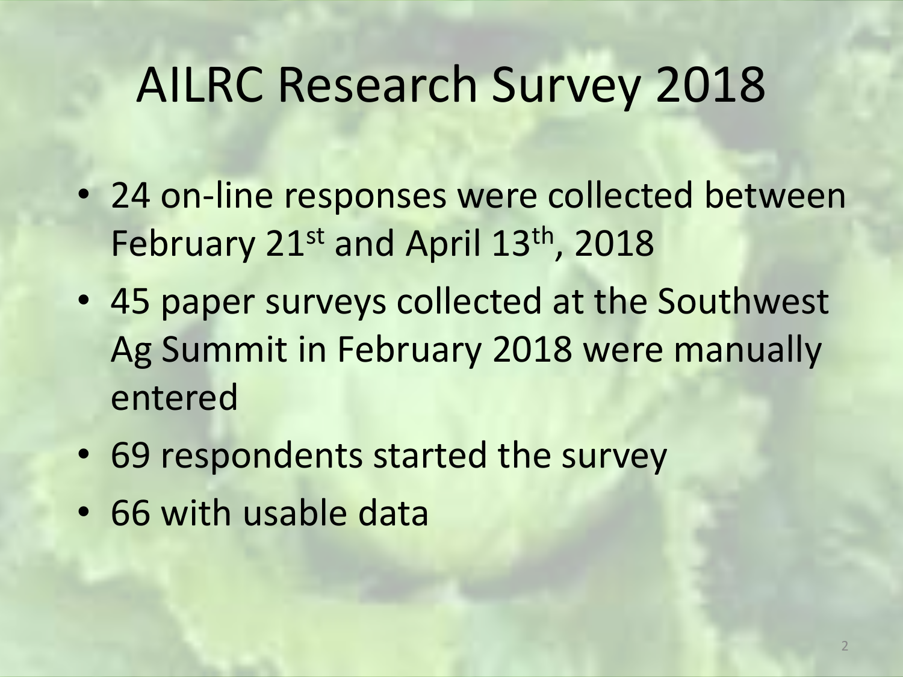# AILRC Research Survey 2018

- 24 on-line responses were collected between February 21st and April 13th, 2018
- 45 paper surveys collected at the Southwest Ag Summit in February 2018 were manually entered
- 69 respondents started the survey
- 66 with usable data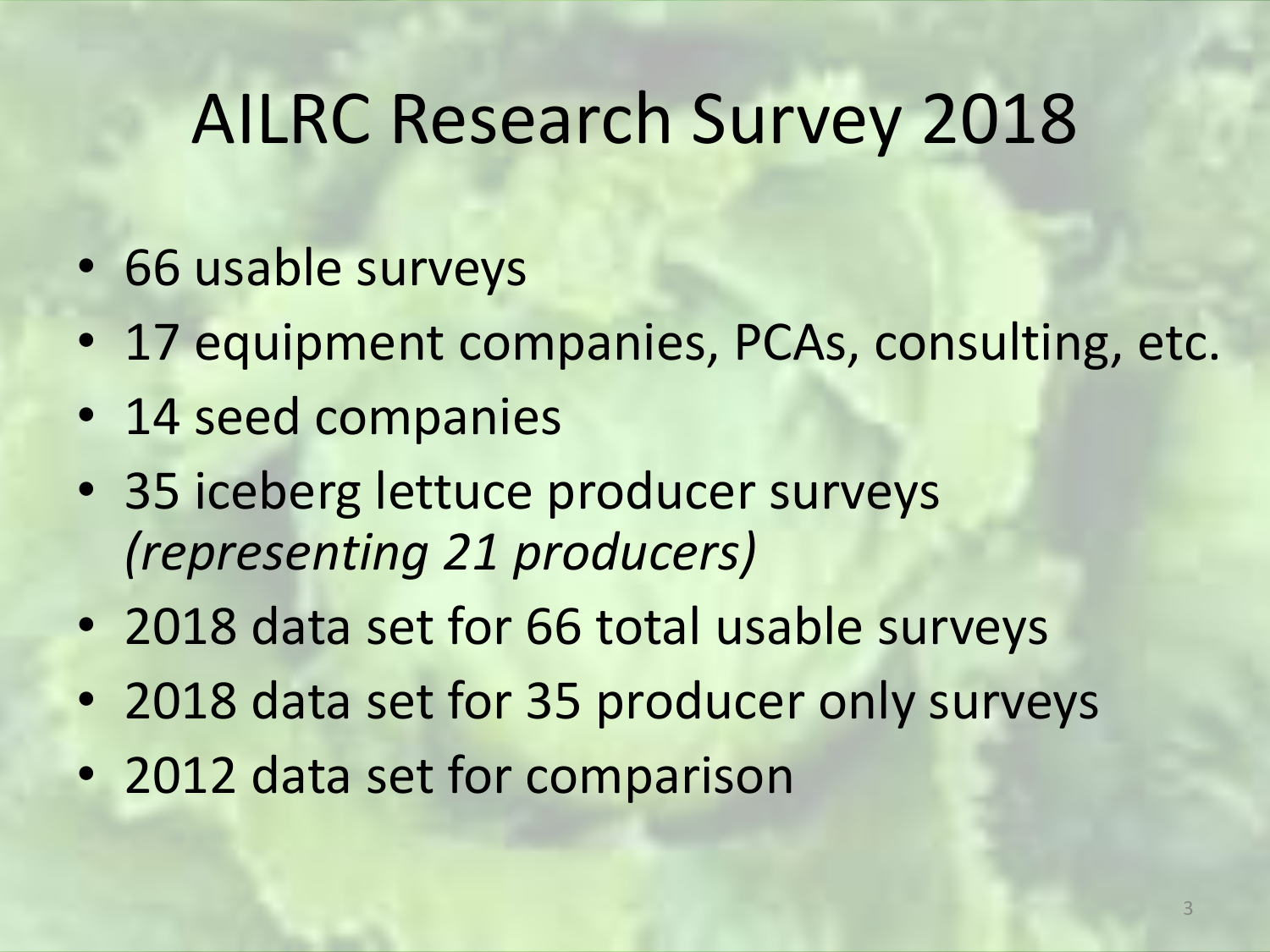# AILRC Research Survey 2018

- 66 usable surveys
- 17 equipment companies, PCAs, consulting, etc.
- 14 seed companies
- 35 iceberg lettuce producer surveys *(representing 21 producers)*
- 2018 data set for 66 total usable surveys
- 2018 data set for 35 producer only surveys
- 2012 data set for comparison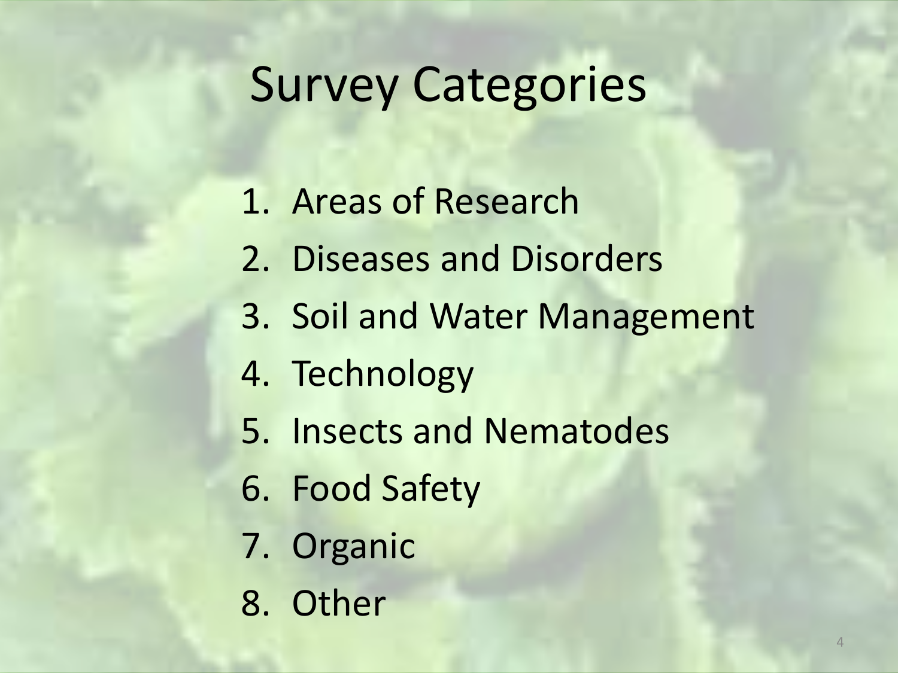# Survey Categories

1. Areas of Research
2. Diseases and Disorders
3. Soil and Water Management
4. Technology
5. Insects and Nematodes
6. Food Safety
7. Organic
8. Other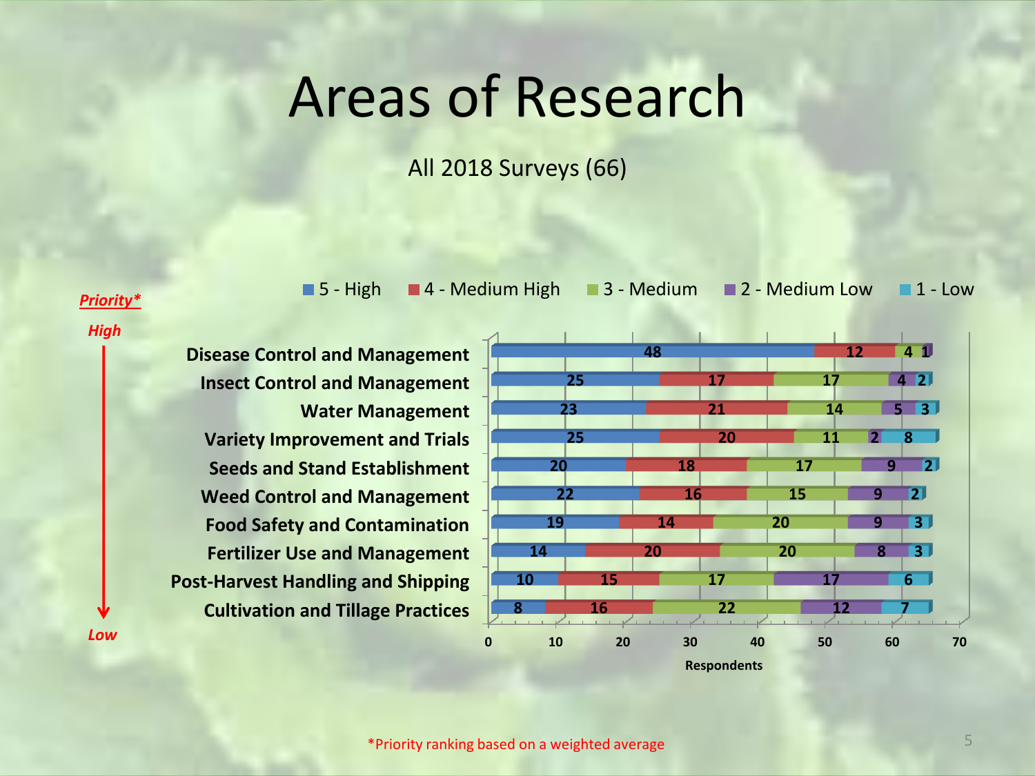# Areas of Research

All 2018 Surveys (66)

***Priority****

| Area of Research | 5 - High | 4 - Medium High | 3 - Medium | 2 - Medium Low | 1 - Low |
|---|---|---|---|---|---|
| Disease Control and Management | 48 | 12 | 4 | 1 | |
| Insect Control and Management | 25 | 17 | 17 | 4 | 2 |
| Water Management | 23 | 21 | 14 | 5 | 3 |
| Variety Improvement and Trials | 25 | 20 | 11 | 2 | 8 |
| Seeds and Stand Establishment | 20 | 18 | 17 | 9 | 2 |
| Weed Control and Management | 22 | 16 | 15 | 9 | 2 |
| Food Safety and Contamination | 19 | 14 | 20 | 9 | 3 |
| Fertilizer Use and Management | 14 | 20 | 20 | 8 | 3 |
| Post-Harvest Handling and Shipping | 10 | 15 | 17 | 17 | 6 |
| Cultivation and Tillage Practices | 8 | 16 | 22 | 12 | 7 |

*High → Low* (areas listed in order of priority)

Respondents (0–70)

*Priority ranking based on a weighted average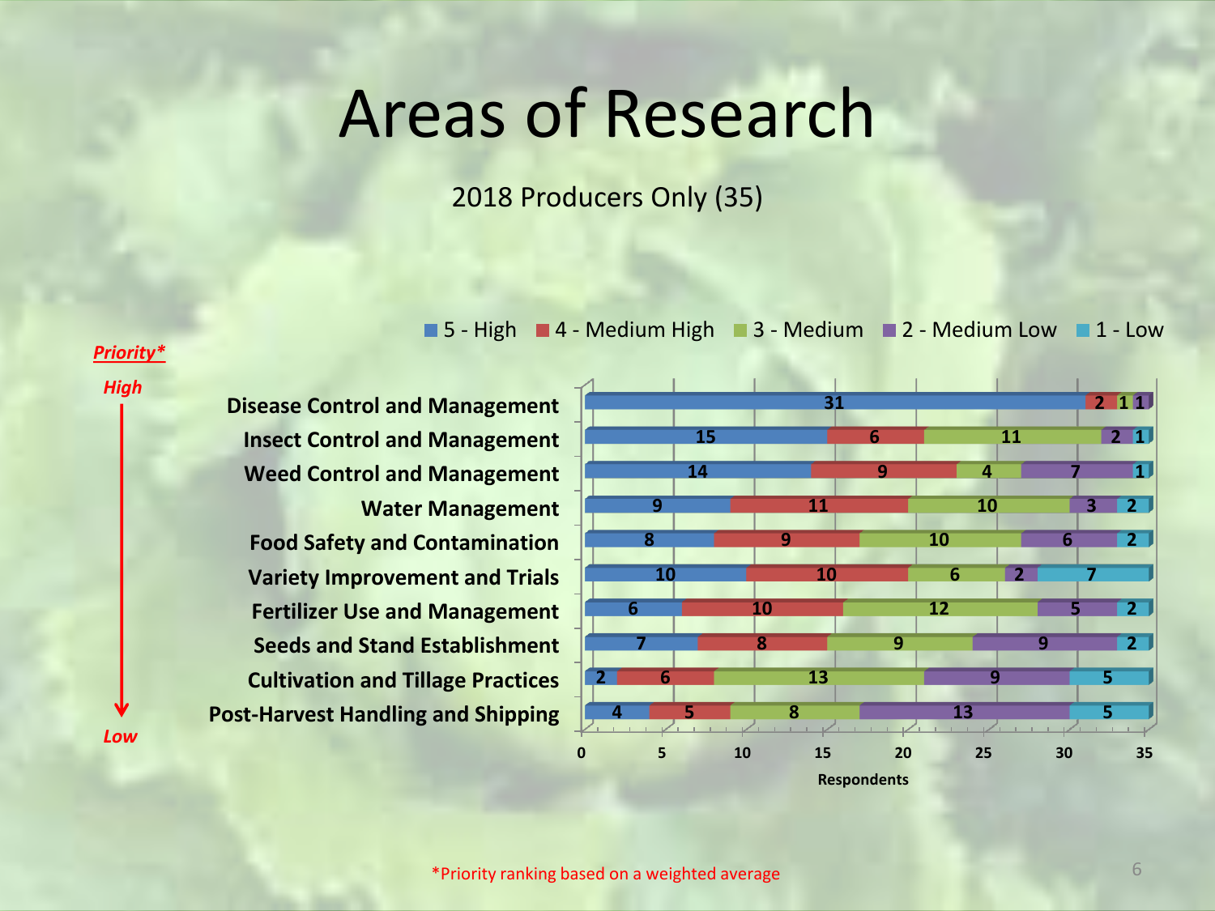# Areas of Research

2018 Producers Only (35)

Priority*: High → Low

| Area of Research | 5 - High | 4 - Medium High | 3 - Medium | 2 - Medium Low | 1 - Low |
|---|---|---|---|---|---|
| Disease Control and Management | 31 | 2 | 1 | 1 | |
| Insect Control and Management | 15 | 6 | 11 | 2 | 1 |
| Weed Control and Management | 14 | 9 | 4 | 7 | 1 |
| Water Management | 9 | 11 | 10 | 3 | 2 |
| Food Safety and Contamination | 8 | 9 | 10 | 6 | 2 |
| Variety Improvement and Trials | 10 | 10 | 6 | 2 | 7 |
| Fertilizer Use and Management | 6 | 10 | 12 | 5 | 2 |
| Seeds and Stand Establishment | 7 | 8 | 9 | 9 | 2 |
| Cultivation and Tillage Practices | 2 | 6 | 13 | 9 | 5 |
| Post-Harvest Handling and Shipping | 4 | 5 | 8 | 13 | 5 |

Respondents

*Priority ranking based on a weighted average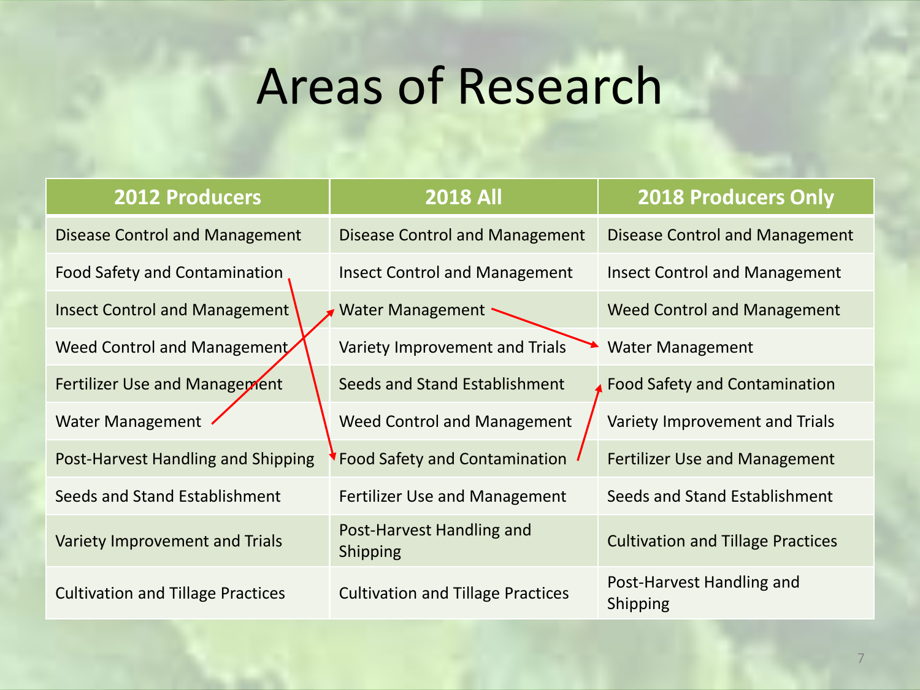# Areas of Research

| 2012 Producers | 2018 All | 2018 Producers Only |
| --- | --- | --- |
| Disease Control and Management | Disease Control and Management | Disease Control and Management |
| Food Safety and Contamination | Insect Control and Management | Insect Control and Management |
| Insect Control and Management | Water Management | Weed Control and Management |
| Weed Control and Management | Variety Improvement and Trials | Water Management |
| Fertilizer Use and Management | Seeds and Stand Establishment | Food Safety and Contamination |
| Water Management | Weed Control and Management | Variety Improvement and Trials |
| Post-Harvest Handling and Shipping | Food Safety and Contamination | Fertilizer Use and Management |
| Seeds and Stand Establishment | Fertilizer Use and Management | Seeds and Stand Establishment |
| Variety Improvement and Trials | Post-Harvest Handling and Shipping | Cultivation and Tillage Practices |
| Cultivation and Tillage Practices | Cultivation and Tillage Practices | Post-Harvest Handling and Shipping |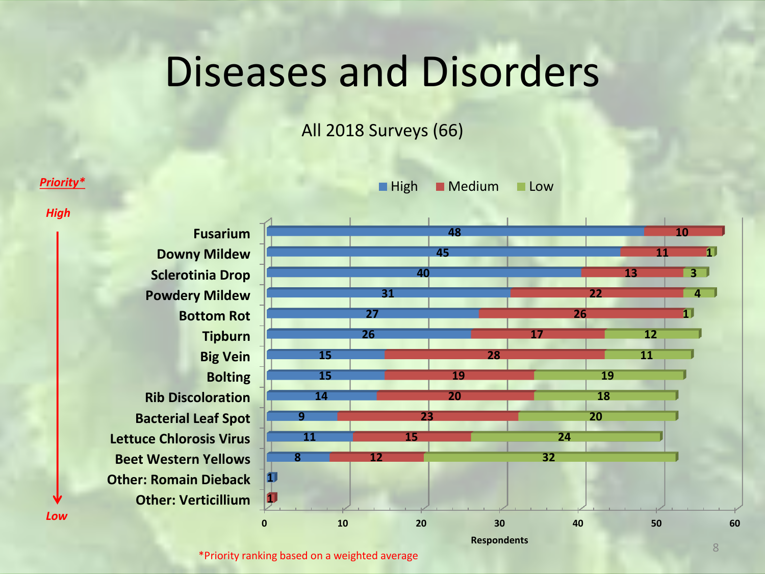# Diseases and Disorders

All 2018 Surveys (66)

*Priority* (High → Low)

| Disease/Disorder | High | Medium | Low |
|---|---|---|---|
| Fusarium | 48 | 10 | |
| Downy Mildew | 45 | 11 | 1 |
| Sclerotinia Drop | 40 | 13 | 3 |
| Powdery Mildew | 31 | 22 | 4 |
| Bottom Rot | 27 | 26 | 1 |
| Tipburn | 26 | 17 | 12 |
| Big Vein | 15 | 28 | 11 |
| Bolting | 15 | 19 | 19 |
| Rib Discoloration | 14 | 20 | 18 |
| Bacterial Leaf Spot | 9 | 23 | 20 |
| Lettuce Chlorosis Virus | 11 | 15 | 24 |
| Beet Western Yellows | 8 | 12 | 32 |
| Other: Romain Dieback | 1 | | |
| Other: Verticillium | | 1 | |

Respondents

*Priority ranking based on a weighted average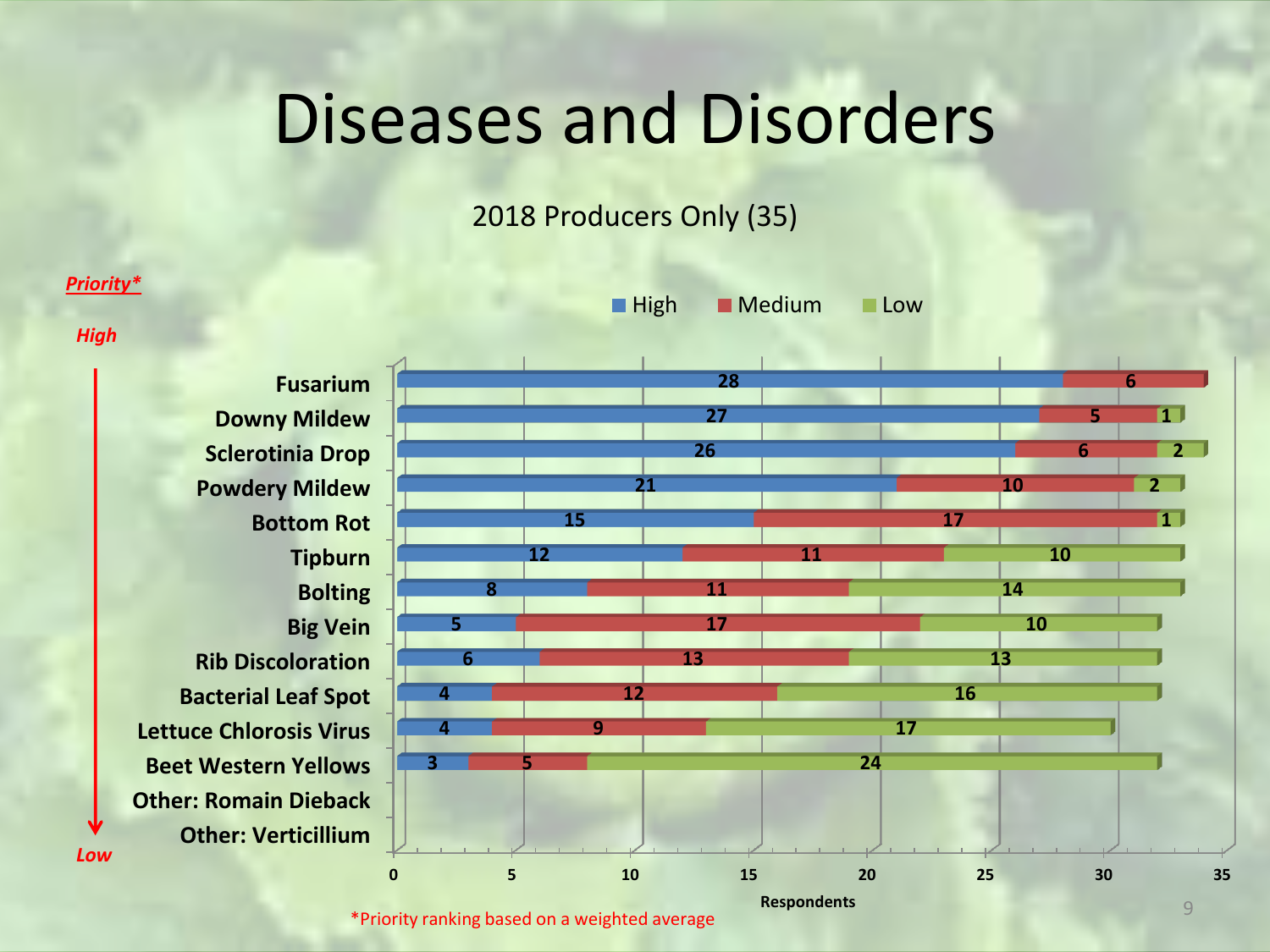# Diseases and Disorders

2018 Producers Only (35)

*Priority**

| Disease/Disorder | High | Medium | Low |
|---|---|---|---|
| Fusarium | 28 | 6 | |
| Downy Mildew | 27 | 5 | 1 |
| Sclerotinia Drop | 26 | 6 | 2 |
| Powdery Mildew | 21 | 10 | 2 |
| Bottom Rot | 15 | 17 | 1 |
| Tipburn | 12 | 11 | 10 |
| Bolting | 8 | 11 | 14 |
| Big Vein | 5 | 17 | 10 |
| Rib Discoloration | 6 | 13 | 13 |
| Bacterial Leaf Spot | 4 | 12 | 16 |
| Lettuce Chlorosis Virus | 4 | 9 | 17 |
| Beet Western Yellows | 3 | 5 | 24 |
| Other: Romain Dieback | | | |
| Other: Verticillium | | | |

Priority: High (top) → Low (bottom)

Respondents

*Priority ranking based on a weighted average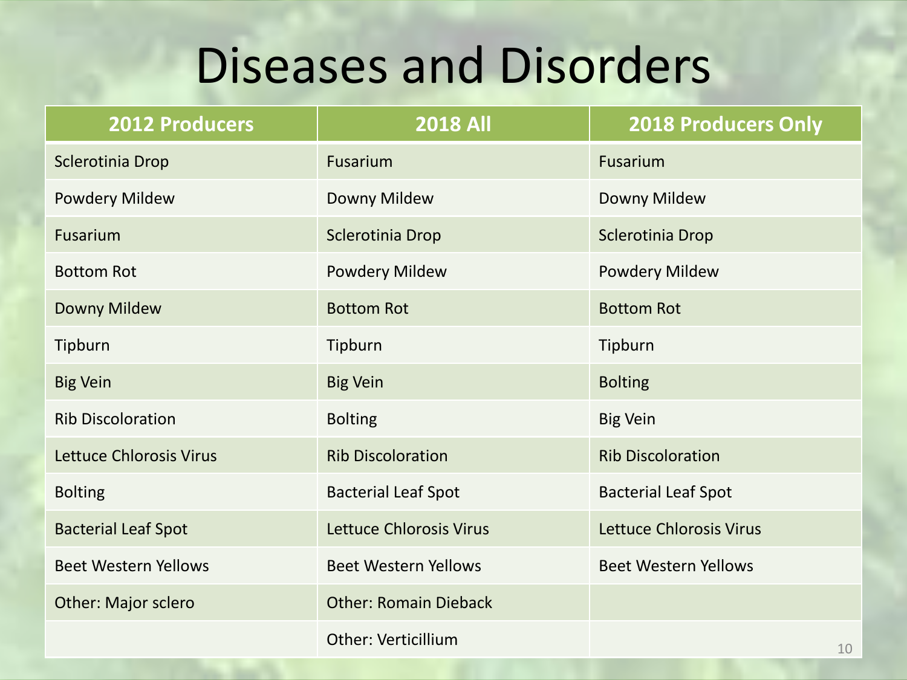# Diseases and Disorders

| 2012 Producers | 2018 All | 2018 Producers Only |
|---|---|---|
| Sclerotinia Drop | Fusarium | Fusarium |
| Powdery Mildew | Downy Mildew | Downy Mildew |
| Fusarium | Sclerotinia Drop | Sclerotinia Drop |
| Bottom Rot | Powdery Mildew | Powdery Mildew |
| Downy Mildew | Bottom Rot | Bottom Rot |
| Tipburn | Tipburn | Tipburn |
| Big Vein | Big Vein | Bolting |
| Rib Discoloration | Bolting | Big Vein |
| Lettuce Chlorosis Virus | Rib Discoloration | Rib Discoloration |
| Bolting | Bacterial Leaf Spot | Bacterial Leaf Spot |
| Bacterial Leaf Spot | Lettuce Chlorosis Virus | Lettuce Chlorosis Virus |
| Beet Western Yellows | Beet Western Yellows | Beet Western Yellows |
| Other: Major sclero | Other: Romain Dieback | |
| | Other: Verticillium | |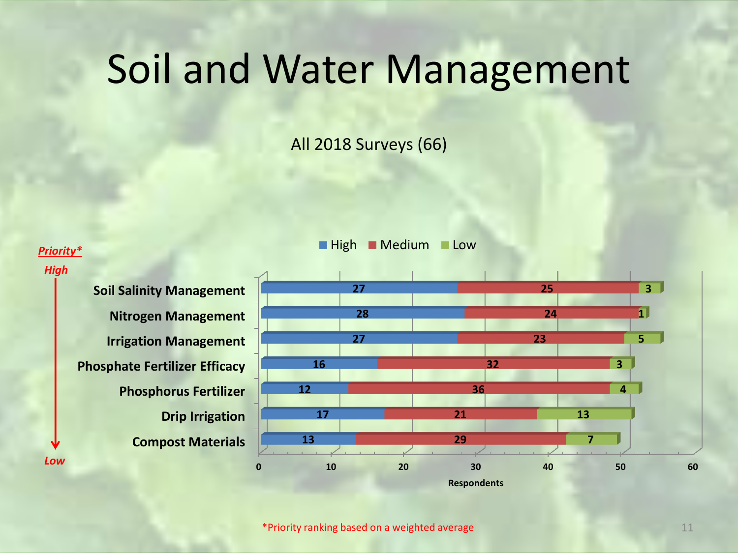# Soil and Water Management

All 2018 Surveys (66)

*Priority ranking based on a weighted average (High → Low)*

| Item | High | Medium | Low |
|---|---|---|---|
| Soil Salinity Management | 27 | 25 | 3 |
| Nitrogen Management | 28 | 24 | 1 |
| Irrigation Management | 27 | 23 | 5 |
| Phosphate Fertilizer Efficacy | 16 | 32 | 3 |
| Phosphorus Fertilizer | 12 | 36 | 4 |
| Drip Irrigation | 17 | 21 | 13 |
| Compost Materials | 13 | 29 | 7 |

Respondents

*Priority ranking based on a weighted average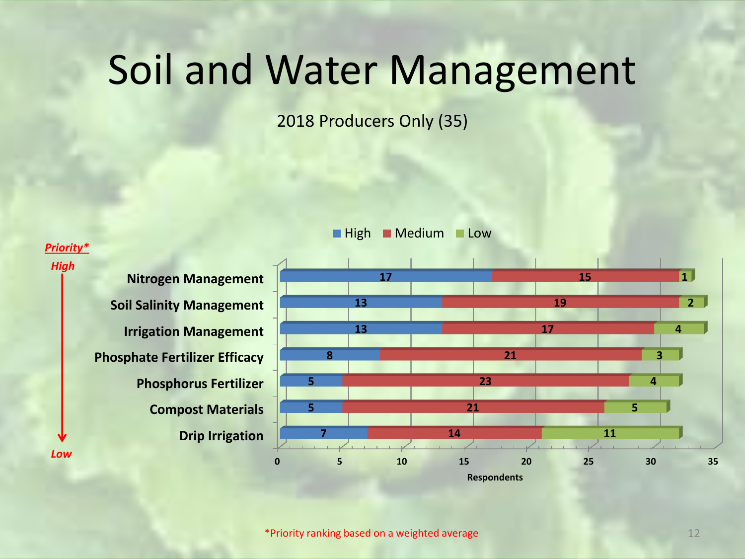# Soil and Water Management

2018 Producers Only (35)

*Priority ranking based on a weighted average*

| Priority* (High → Low) | High | Medium | Low |
|---|---|---|---|
| Nitrogen Management | 17 | 15 | 1 |
| Soil Salinity Management | 13 | 19 | 2 |
| Irrigation Management | 13 | 17 | 4 |
| Phosphate Fertilizer Efficacy | 8 | 21 | 3 |
| Phosphorus Fertilizer | 5 | 23 | 4 |
| Compost Materials | 5 | 21 | 5 |
| Drip Irrigation | 7 | 14 | 11 |

Respondents

*Priority ranking based on a weighted average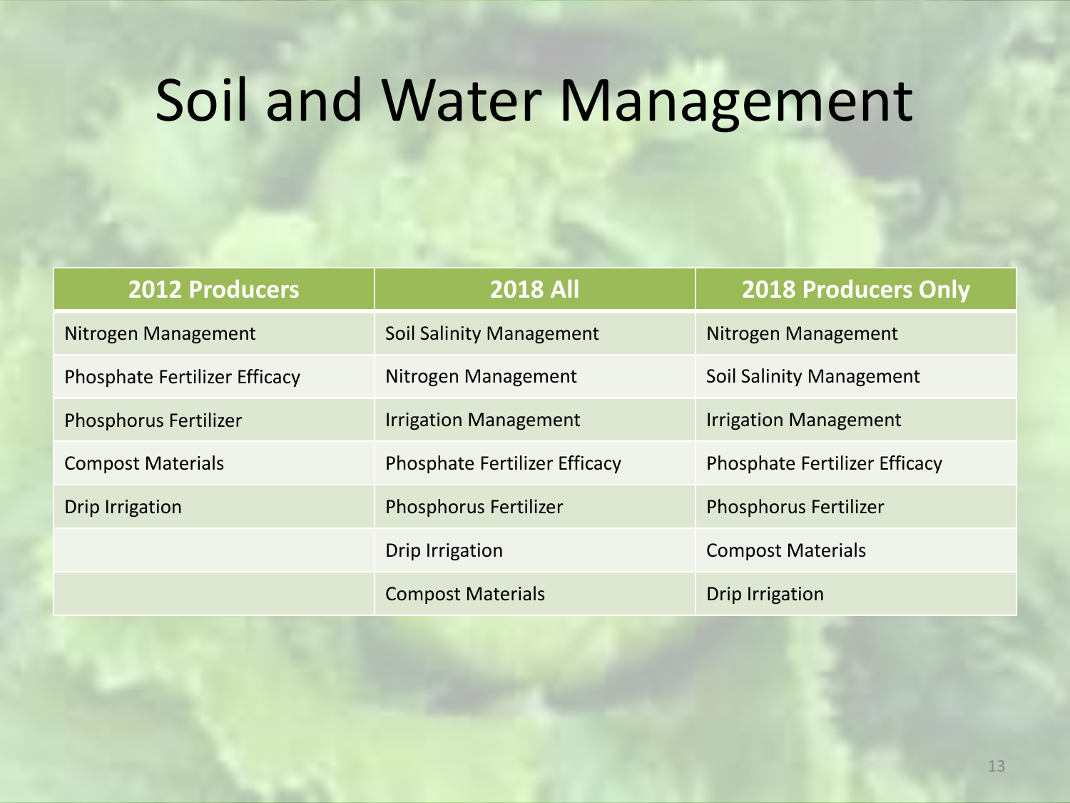# Soil and Water Management

| 2012 Producers | 2018 All | 2018 Producers Only |
| --- | --- | --- |
| Nitrogen Management | Soil Salinity Management | Nitrogen Management |
| Phosphate Fertilizer Efficacy | Nitrogen Management | Soil Salinity Management |
| Phosphorus Fertilizer | Irrigation Management | Irrigation Management |
| Compost Materials | Phosphate Fertilizer Efficacy | Phosphate Fertilizer Efficacy |
| Drip Irrigation | Phosphorus Fertilizer | Phosphorus Fertilizer |
| | Drip Irrigation | Compost Materials |
| | Compost Materials | Drip Irrigation |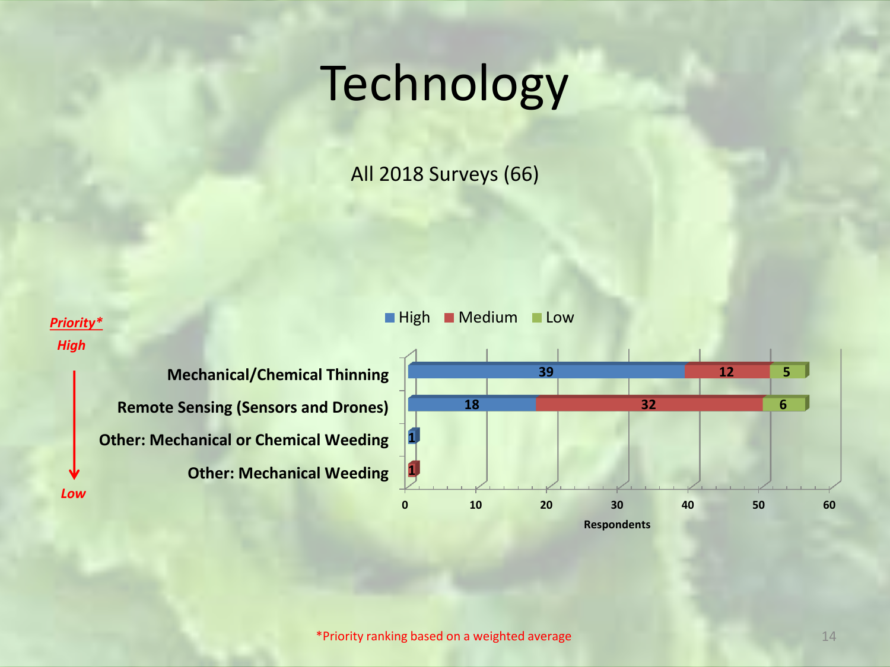# Technology

All 2018 Surveys (66)

*Priority**
*High* → *Low*

| Technology | High | Medium | Low |
| --- | --- | --- | --- |
| Mechanical/Chemical Thinning | 39 | 12 | 5 |
| Remote Sensing (Sensors and Drones) | 18 | 32 | 6 |
| Other: Mechanical or Chemical Weeding | 1 | | |
| Other: Mechanical Weeding | | 1 | |

Respondents

*Priority ranking based on a weighted average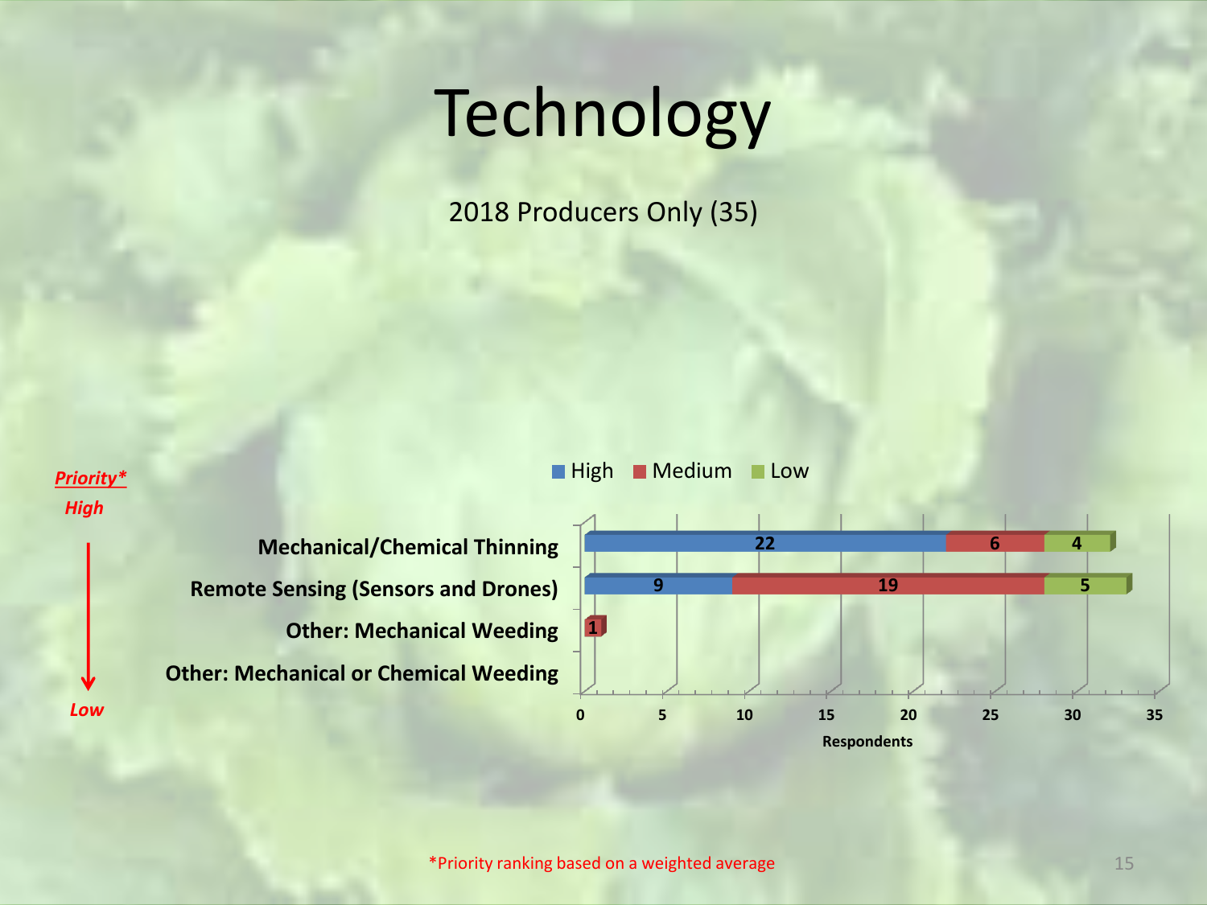# Technology

2018 Producers Only (35)

*Priority** High → Low

| | High | Medium | Low |
|---|---|---|---|
| Mechanical/Chemical Thinning | 22 | 6 | 4 |
| Remote Sensing (Sensors and Drones) | 9 | 19 | 5 |
| Other: Mechanical Weeding | | 1 | |
| Other: Mechanical or Chemical Weeding | | | |

Respondents

*Priority ranking based on a weighted average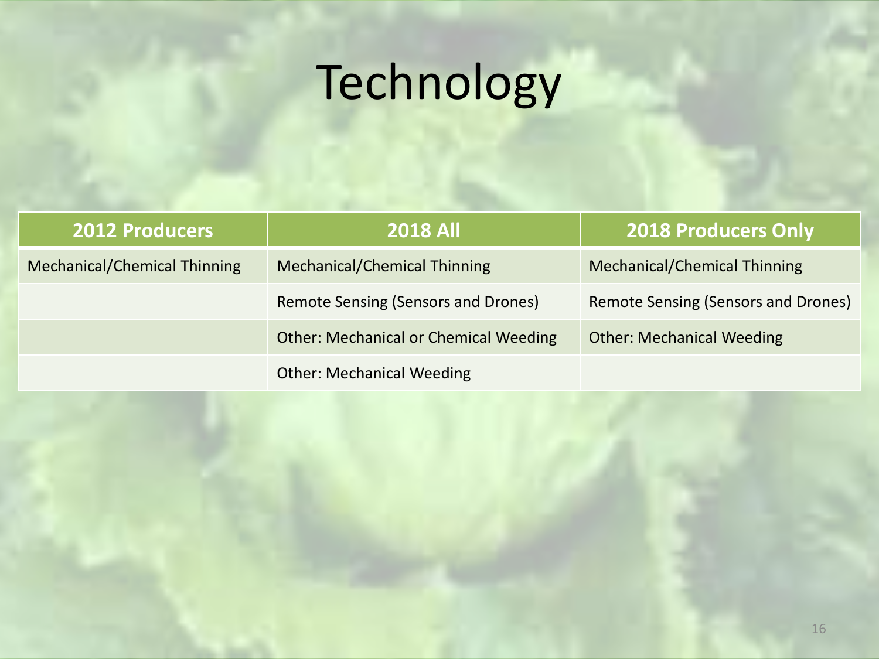# Technology

| 2012 Producers | 2018 All | 2018 Producers Only |
| --- | --- | --- |
| Mechanical/Chemical Thinning | Mechanical/Chemical Thinning | Mechanical/Chemical Thinning |
| | Remote Sensing (Sensors and Drones) | Remote Sensing (Sensors and Drones) |
| | Other: Mechanical or Chemical Weeding | Other: Mechanical Weeding |
| | Other: Mechanical Weeding | |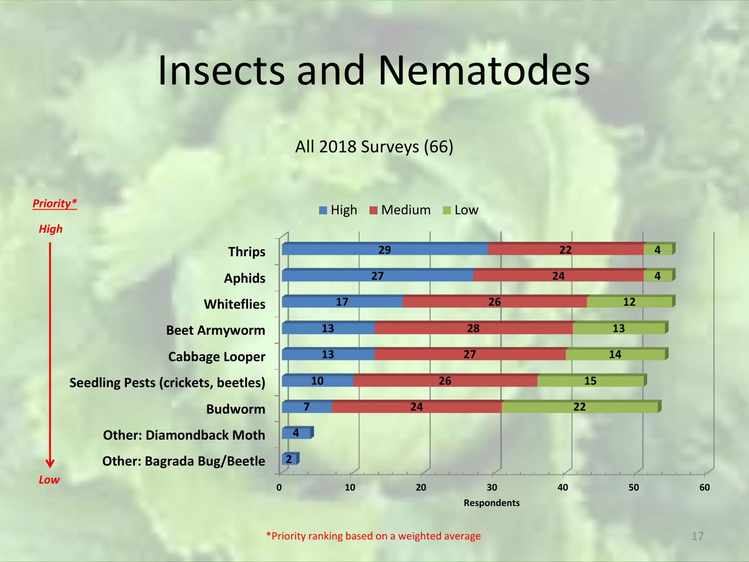# Insects and Nematodes

All 2018 Surveys (66)

*Priority**: High → Low

| Pest | High | Medium | Low |
|---|---|---|---|
| Thrips | 29 | 22 | 4 |
| Aphids | 27 | 24 | 4 |
| Whiteflies | 17 | 26 | 12 |
| Beet Armyworm | 13 | 28 | 13 |
| Cabbage Looper | 13 | 27 | 14 |
| Seedling Pests (crickets, beetles) | 10 | 26 | 15 |
| Budworm | 7 | 24 | 22 |
| Other: Diamondback Moth | 4 | | |
| Other: Bagrada Bug/Beetle | 2 | | |

Respondents

*Priority ranking based on a weighted average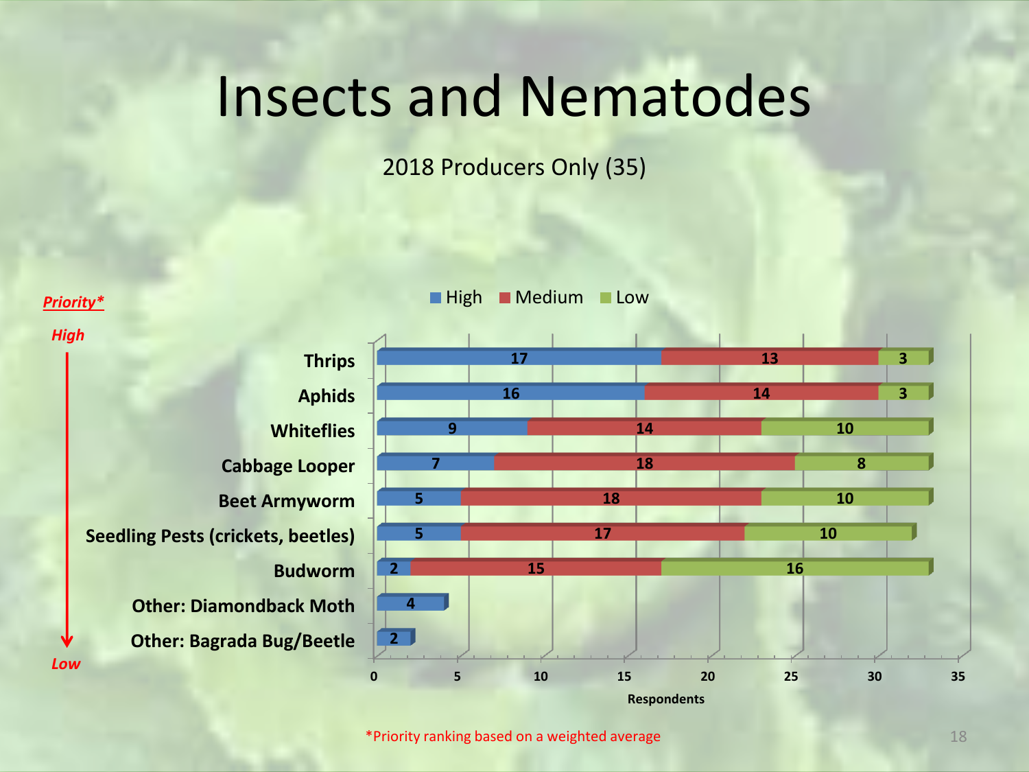# Insects and Nematodes

2018 Producers Only (35)

*Priority**: High → Low

| Pest | High | Medium | Low |
|---|---|---|---|
| Thrips | 17 | 13 | 3 |
| Aphids | 16 | 14 | 3 |
| Whiteflies | 9 | 14 | 10 |
| Cabbage Looper | 7 | 18 | 8 |
| Beet Armyworm | 5 | 18 | 10 |
| Seedling Pests (crickets, beetles) | 5 | 17 | 10 |
| Budworm | 2 | 15 | 16 |
| Other: Diamondback Moth | 4 | | |
| Other: Bagrada Bug/Beetle | 2 | | |

Respondents

*Priority ranking based on a weighted average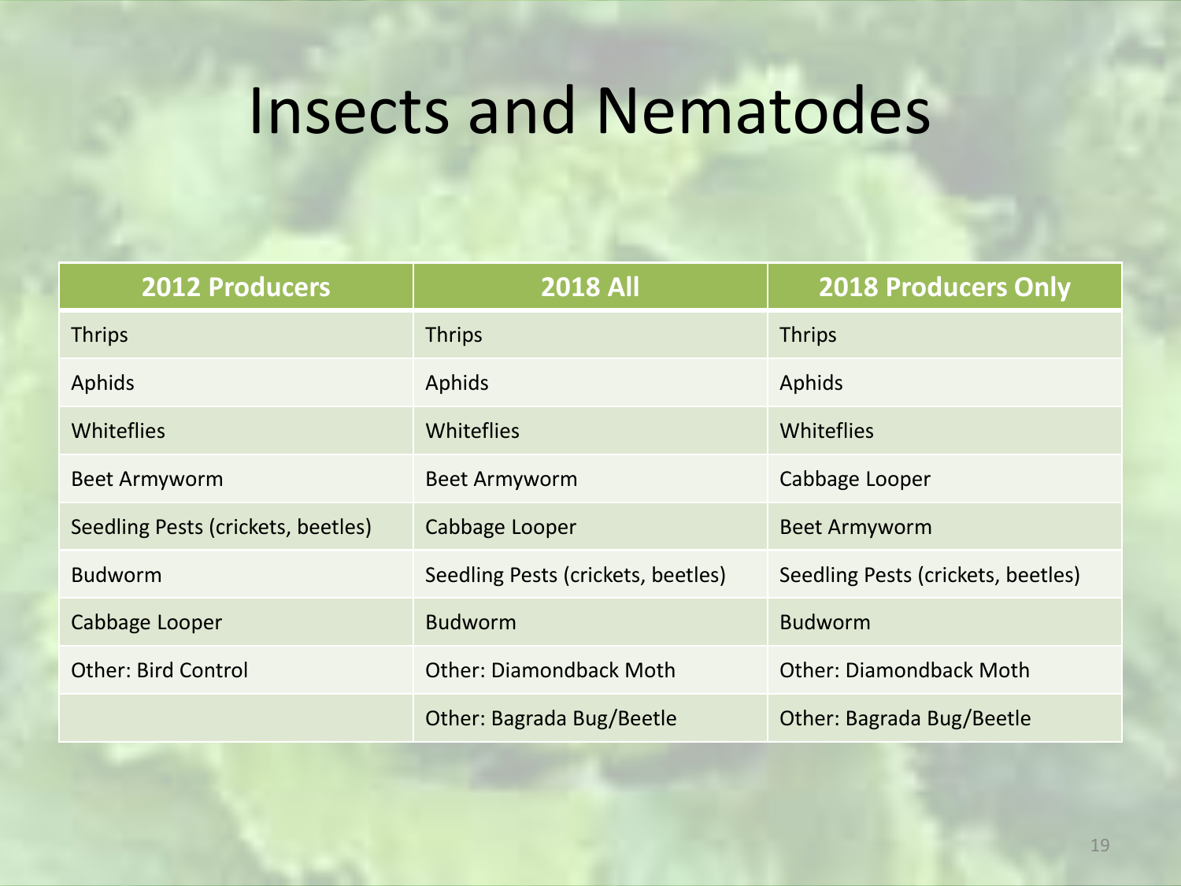# Insects and Nematodes

| 2012 Producers | 2018 All | 2018 Producers Only |
|---|---|---|
| Thrips | Thrips | Thrips |
| Aphids | Aphids | Aphids |
| Whiteflies | Whiteflies | Whiteflies |
| Beet Armyworm | Beet Armyworm | Cabbage Looper |
| Seedling Pests (crickets, beetles) | Cabbage Looper | Beet Armyworm |
| Budworm | Seedling Pests (crickets, beetles) | Seedling Pests (crickets, beetles) |
| Cabbage Looper | Budworm | Budworm |
| Other: Bird Control | Other: Diamondback Moth | Other: Diamondback Moth |
| | Other: Bagrada Bug/Beetle | Other: Bagrada Bug/Beetle |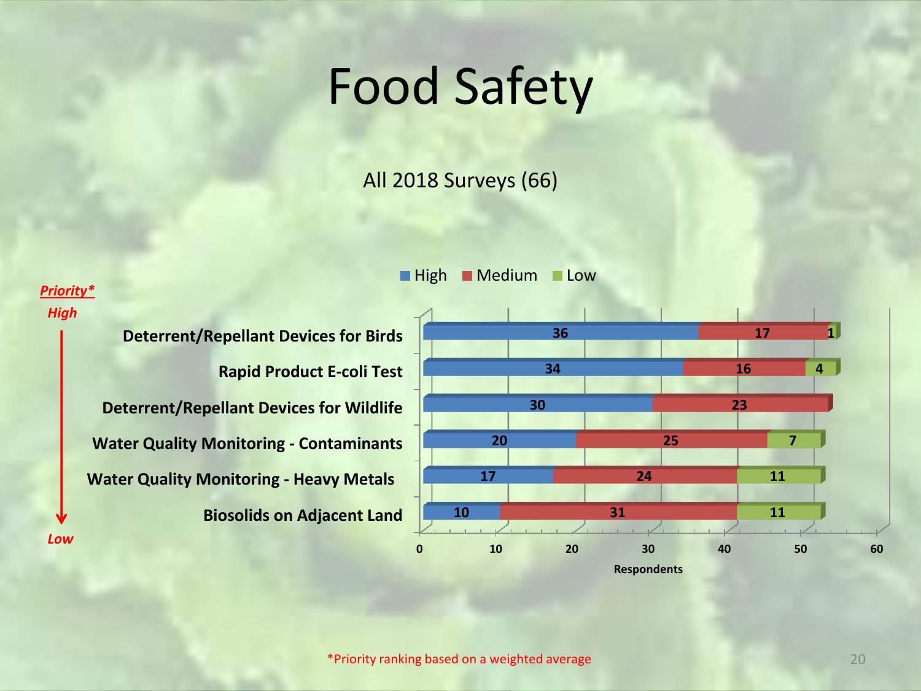# Food Safety

All 2018 Surveys (66)

| Priority* (High → Low) | High | Medium | Low |
|---|---|---|---|
| Deterrent/Repellant Devices for Birds | 36 | 17 | 1 |
| Rapid Product E-coli Test | 34 | 16 | 4 |
| Deterrent/Repellant Devices for Wildlife | 30 | 23 | |
| Water Quality Monitoring - Contaminants | 20 | 25 | 7 |
| Water Quality Monitoring - Heavy Metals | 17 | 24 | 11 |
| Biosolids on Adjacent Land | 10 | 31 | 11 |

Respondents

*Priority ranking based on a weighted average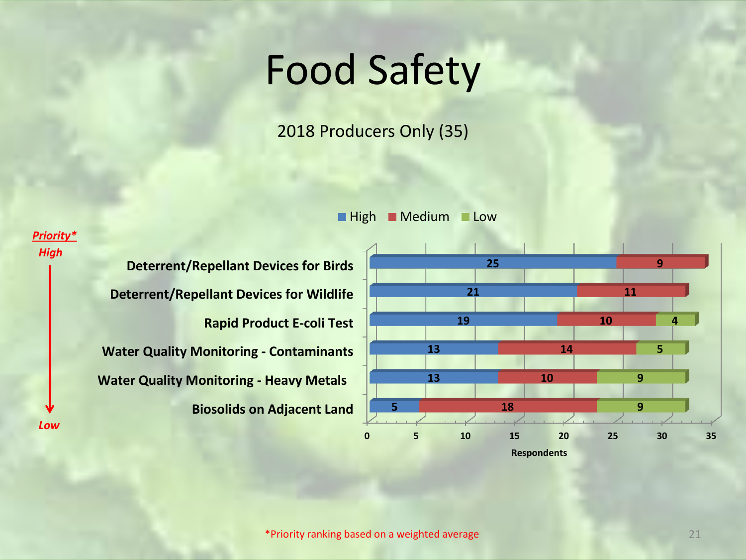# Food Safety

2018 Producers Only (35)

*Priority* High → Low*

| Item | High | Medium | Low |
|---|---|---|---|
| Deterrent/Repellant Devices for Birds | 25 | 9 | |
| Deterrent/Repellant Devices for Wildlife | 21 | 11 | |
| Rapid Product E-coli Test | 19 | 10 | 4 |
| Water Quality Monitoring - Contaminants | 13 | 14 | 5 |
| Water Quality Monitoring - Heavy Metals | 13 | 10 | 9 |
| Biosolids on Adjacent Land | 5 | 18 | 9 |

Respondents

*Priority ranking based on a weighted average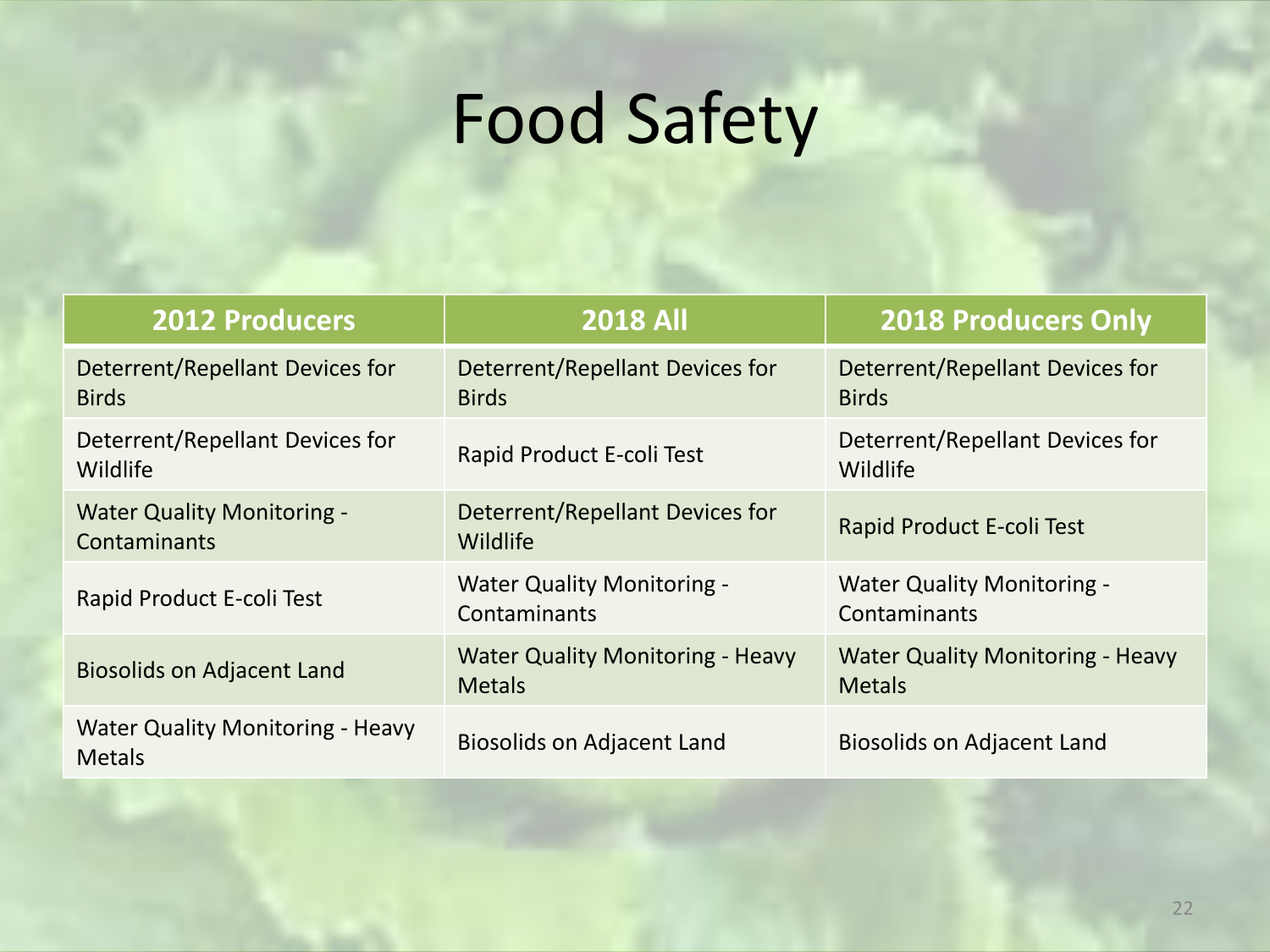# Food Safety

| 2012 Producers | 2018 All | 2018 Producers Only |
| --- | --- | --- |
| Deterrent/Repellant Devices for Birds | Deterrent/Repellant Devices for Birds | Deterrent/Repellant Devices for Birds |
| Deterrent/Repellant Devices for Wildlife | Rapid Product E-coli Test | Deterrent/Repellant Devices for Wildlife |
| Water Quality Monitoring - Contaminants | Deterrent/Repellant Devices for Wildlife | Rapid Product E-coli Test |
| Rapid Product E-coli Test | Water Quality Monitoring - Contaminants | Water Quality Monitoring - Contaminants |
| Biosolids on Adjacent Land | Water Quality Monitoring - Heavy Metals | Water Quality Monitoring - Heavy Metals |
| Water Quality Monitoring - Heavy Metals | Biosolids on Adjacent Land | Biosolids on Adjacent Land |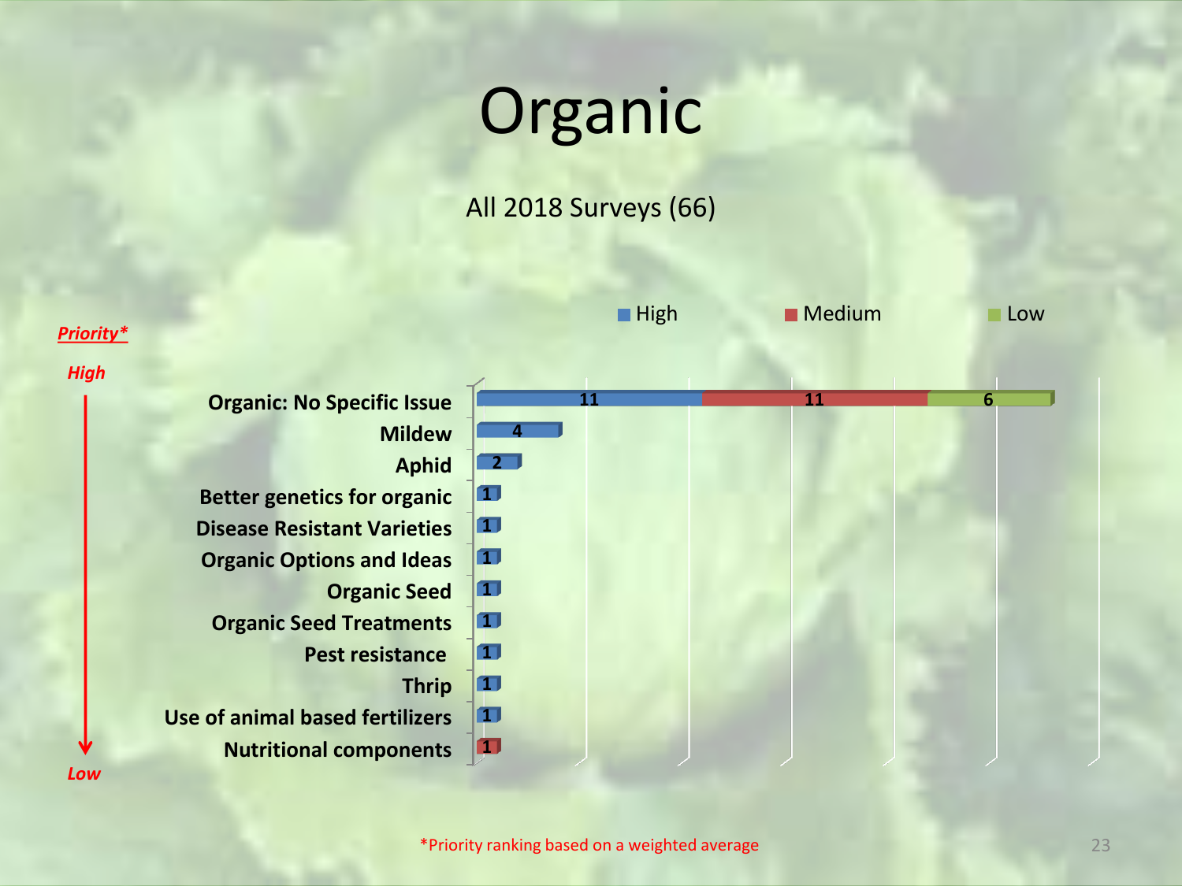# Organic

All 2018 Surveys (66)

*Priority**

High → Low

| Issue | High | Medium | Low |
| --- | --- | --- | --- |
| Organic: No Specific Issue | 11 | 11 | 6 |
| Mildew | 4 | | |
| Aphid | 2 | | |
| Better genetics for organic | 1 | | |
| Disease Resistant Varieties | 1 | | |
| Organic Options and Ideas | 1 | | |
| Organic Seed | 1 | | |
| Organic Seed Treatments | 1 | | |
| Pest resistance | 1 | | |
| Thrip | 1 | | |
| Use of animal based fertilizers | 1 | | |
| Nutritional components | | 1 | |

*Priority ranking based on a weighted average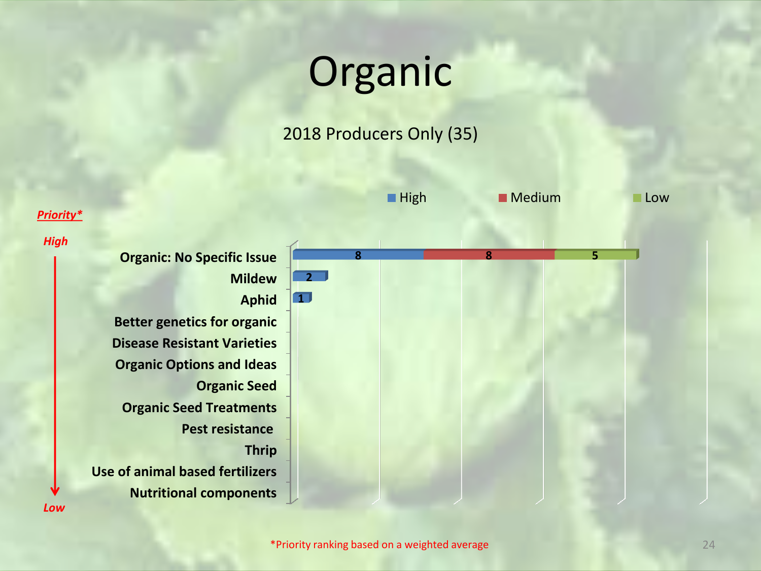# Organic

2018 Producers Only (35)

| Priority* | High | Medium | Low |
|---|---|---|---|
| Organic: No Specific Issue | 8 | 8 | 5 |
| Mildew | 2 | | |
| Aphid | 1 | | |
| Better genetics for organic | | | |
| Disease Resistant Varieties | | | |
| Organic Options and Ideas | | | |
| Organic Seed | | | |
| Organic Seed Treatments | | | |
| Pest resistance | | | |
| Thrip | | | |
| Use of animal based fertilizers | | | |
| Nutritional components | | | |

*Priority** (High → Low)

*Priority ranking based on a weighted average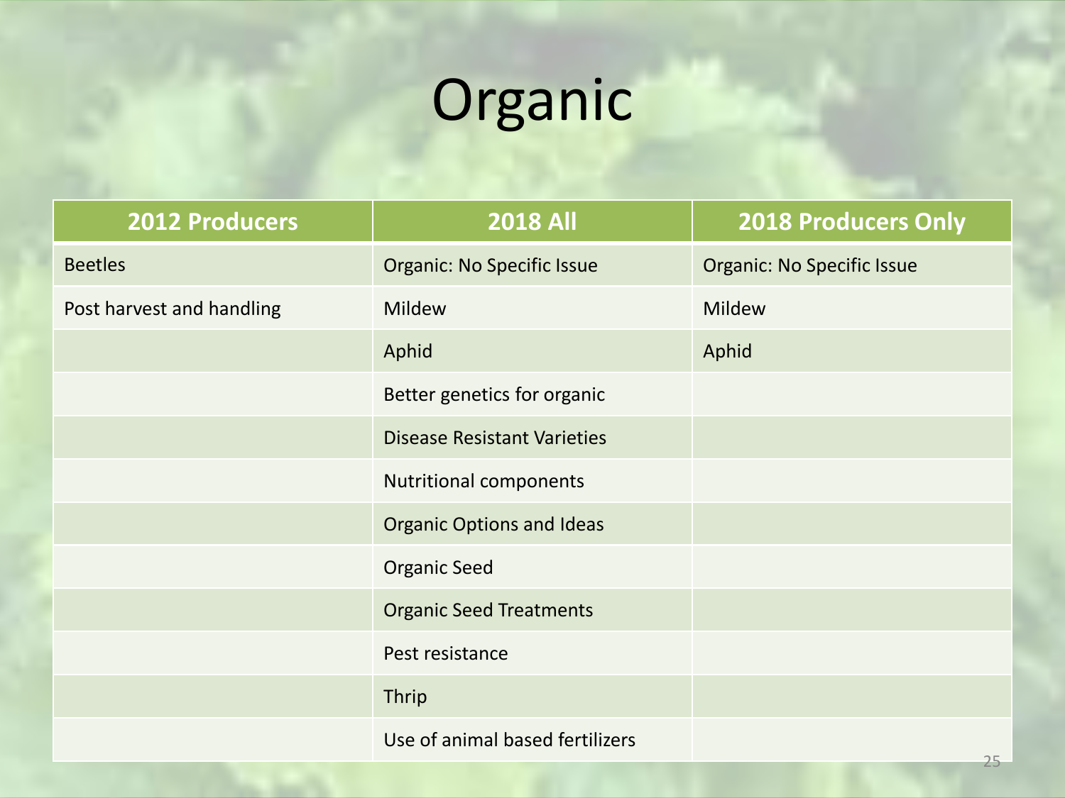# Organic

| 2012 Producers | 2018 All | 2018 Producers Only |
|---|---|---|
| Beetles | Organic: No Specific Issue | Organic: No Specific Issue |
| Post harvest and handling | Mildew | Mildew |
| | Aphid | Aphid |
| | Better genetics for organic | |
| | Disease Resistant Varieties | |
| | Nutritional components | |
| | Organic Options and Ideas | |
| | Organic Seed | |
| | Organic Seed Treatments | |
| | Pest resistance | |
| | Thrip | |
| | Use of animal based fertilizers | |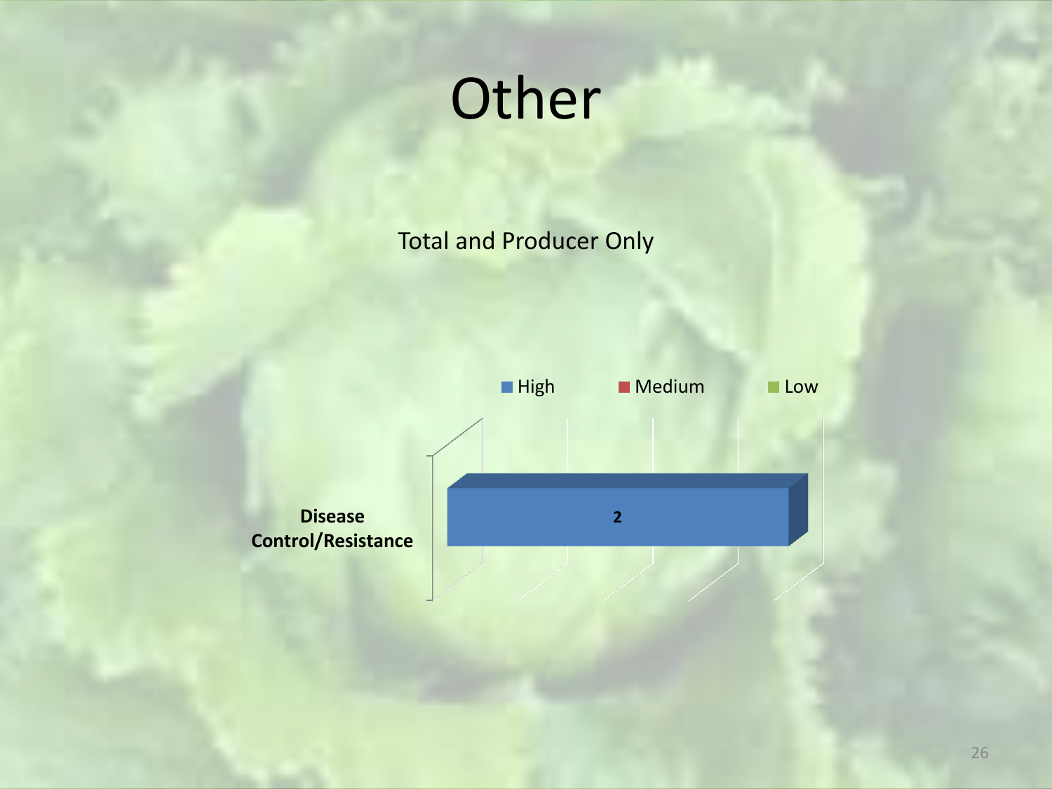# Other

Total and Producer Only

| | High | Medium | Low |
|---|---|---|---|
| **Disease Control/Resistance** | 2 | | |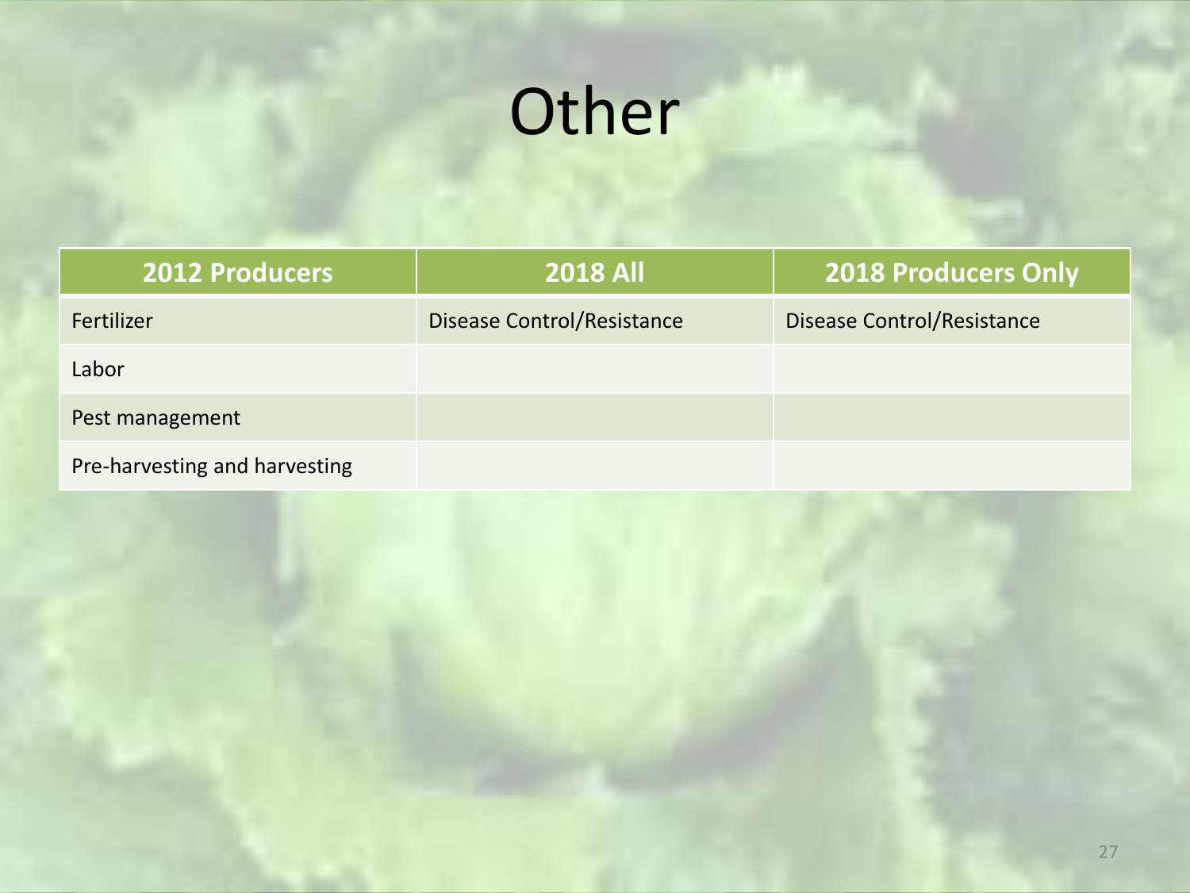# Other

| 2012 Producers | 2018 All | 2018 Producers Only |
|---|---|---|
| Fertilizer | Disease Control/Resistance | Disease Control/Resistance |
| Labor | | |
| Pest management | | |
| Pre-harvesting and harvesting | | |